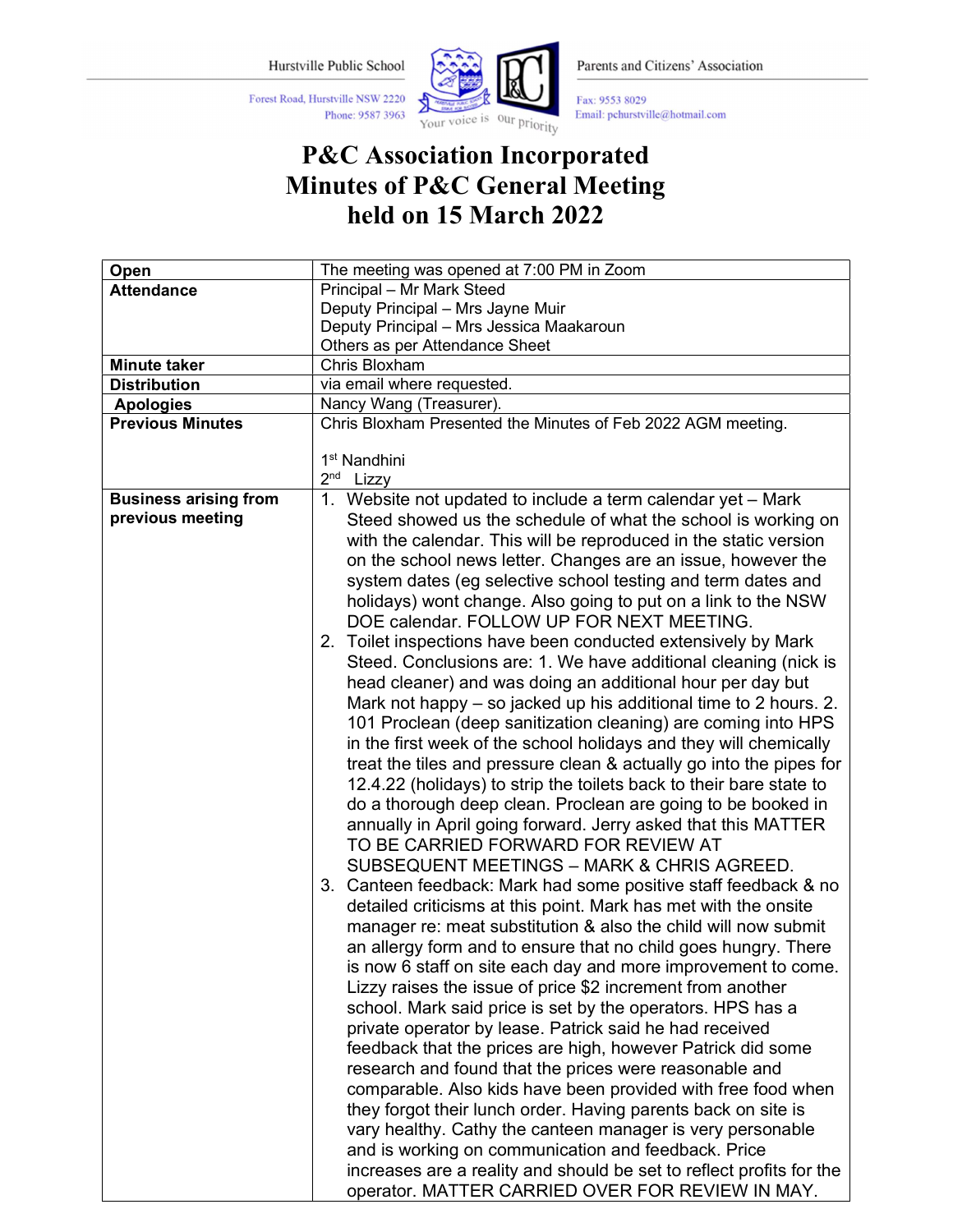Hurstville Public School

Forest Road, Hurstville NSW 2220
Phone: 9587 3963

Your voice is our priority

Parents and Citizens' Association

Fax: 9553 8029
Email: pchurstville@hotmail.com

# P&C Association Incorporated
# Minutes of P&C General Meeting
# held on 15 March 2022

| | |
|---|---|
| **Open** | The meeting was opened at 7:00 PM in Zoom |
| **Attendance** | Principal – Mr Mark Steed<br>Deputy Principal – Mrs Jayne Muir<br>Deputy Principal – Mrs Jessica Maakaroun<br>Others as per Attendance Sheet |
| **Minute taker** | Chris Bloxham |
| **Distribution** | via email where requested. |
| **Apologies** | Nancy Wang (Treasurer). |
| **Previous Minutes** | Chris Bloxham Presented the Minutes of Feb 2022 AGM meeting.<br><br>1st Nandhini<br>2nd Lizzy |
| **Business arising from previous meeting** | 1. Website not updated to include a term calendar yet – Mark Steed showed us the schedule of what the school is working on with the calendar. This will be reproduced in the static version on the school news letter. Changes are an issue, however the system dates (eg selective school testing and term dates and holidays) wont change. Also going to put on a link to the NSW DOE calendar. FOLLOW UP FOR NEXT MEETING.<br>2. Toilet inspections have been conducted extensively by Mark Steed. Conclusions are: 1. We have additional cleaning (nick is head cleaner) and was doing an additional hour per day but Mark not happy – so jacked up his additional time to 2 hours. 2. 101 Proclean (deep sanitization cleaning) are coming into HPS in the first week of the school holidays and they will chemically treat the tiles and pressure clean & actually go into the pipes for 12.4.22 (holidays) to strip the toilets back to their bare state to do a thorough deep clean. Proclean are going to be booked in annually in April going forward. Jerry asked that this MATTER TO BE CARRIED FORWARD FOR REVIEW AT SUBSEQUENT MEETINGS – MARK & CHRIS AGREED.<br>3. Canteen feedback: Mark had some positive staff feedback & no detailed criticisms at this point. Mark has met with the onsite manager re: meat substitution & also the child will now submit an allergy form and to ensure that no child goes hungry. There is now 6 staff on site each day and more improvement to come. Lizzy raises the issue of price $2 increment from another school. Mark said price is set by the operators. HPS has a private operator by lease. Patrick said he had received feedback that the prices are high, however Patrick did some research and found that the prices were reasonable and comparable. Also kids have been provided with free food when they forgot their lunch order. Having parents back on site is vary healthy. Cathy the canteen manager is very personable and is working on communication and feedback. Price increases are a reality and should be set to reflect profits for the operator. MATTER CARRIED OVER FOR REVIEW IN MAY. |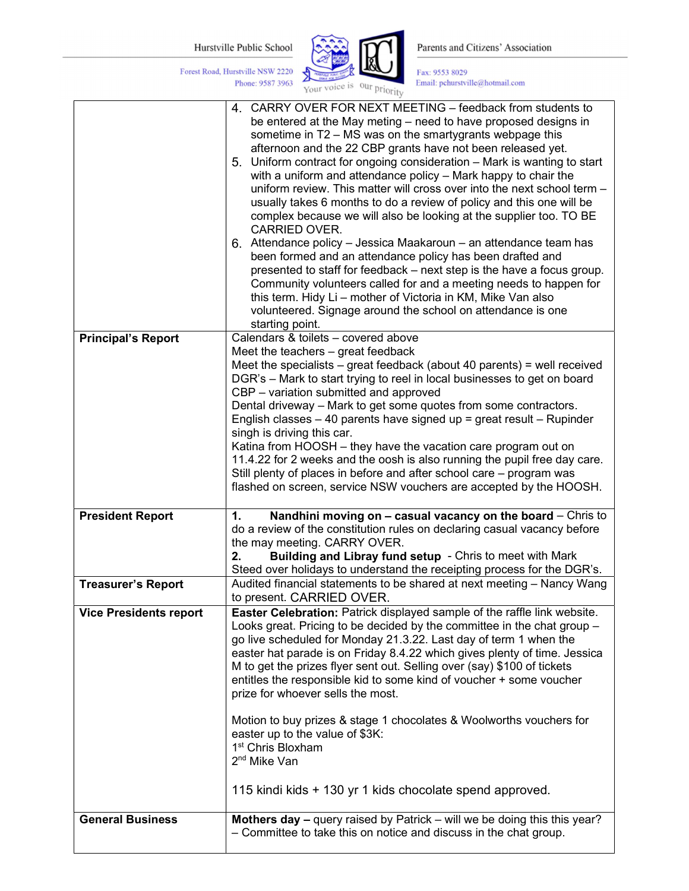| | |
|---|---|
| | 4. CARRY OVER FOR NEXT MEETING – feedback from students to be entered at the May meting – need to have proposed designs in sometime in T2 – MS was on the smartygrants webpage this afternoon and the 22 CBP grants have not been released yet.<br>5. Uniform contract for ongoing consideration – Mark is wanting to start with a uniform and attendance policy – Mark happy to chair the uniform review. This matter will cross over into the next school term – usually takes 6 months to do a review of policy and this one will be complex because we will also be looking at the supplier too. TO BE CARRIED OVER.<br>6. Attendance policy – Jessica Maakaroun – an attendance team has been formed and an attendance policy has been drafted and presented to staff for feedback – next step is the have a focus group. Community volunteers called for and a meeting needs to happen for this term. Hidy Li – mother of Victoria in KM, Mike Van also volunteered. Signage around the school on attendance is one starting point. |
| **Principal's Report** | Calendars & toilets – covered above<br>Meet the teachers – great feedback<br>Meet the specialists – great feedback (about 40 parents) = well received<br>DGR's – Mark to start trying to reel in local businesses to get on board<br>CBP – variation submitted and approved<br>Dental driveway – Mark to get some quotes from some contractors.<br>English classes – 40 parents have signed up = great result – Rupinder singh is driving this car.<br>Katina from HOOSH – they have the vacation care program out on 11.4.22 for 2 weeks and the oosh is also running the pupil free day care. Still plenty of places in before and after school care – program was flashed on screen, service NSW vouchers are accepted by the HOOSH. |
| **President Report** | **1. Nandhini moving on – casual vacancy on the board** – Chris to do a review of the constitution rules on declaring casual vacancy before the may meeting. CARRY OVER.<br>**2. Building and Libray fund setup** - Chris to meet with Mark Steed over holidays to understand the receipting process for the DGR's. |
| **Treasurer's Report** | Audited financial statements to be shared at next meeting – Nancy Wang to present. CARRIED OVER. |
| **Vice Presidents report** | **Easter Celebration:** Patrick displayed sample of the raffle link website. Looks great. Pricing to be decided by the committee in the chat group – go live scheduled for Monday 21.3.22. Last day of term 1 when the easter hat parade is on Friday 8.4.22 which gives plenty of time. Jessica M to get the prizes flyer sent out. Selling over (say) $100 of tickets entitles the responsible kid to some kind of voucher + some voucher prize for whoever sells the most.<br><br>Motion to buy prizes & stage 1 chocolates & Woolworths vouchers for easter up to the value of $3K:<br>1st Chris Bloxham<br>2nd Mike Van<br><br>115 kindi kids + 130 yr 1 kids chocolate spend approved. |
| **General Business** | **Mothers day –** query raised by Patrick – will we be doing this this year? – Committee to take this on notice and discuss in the chat group. |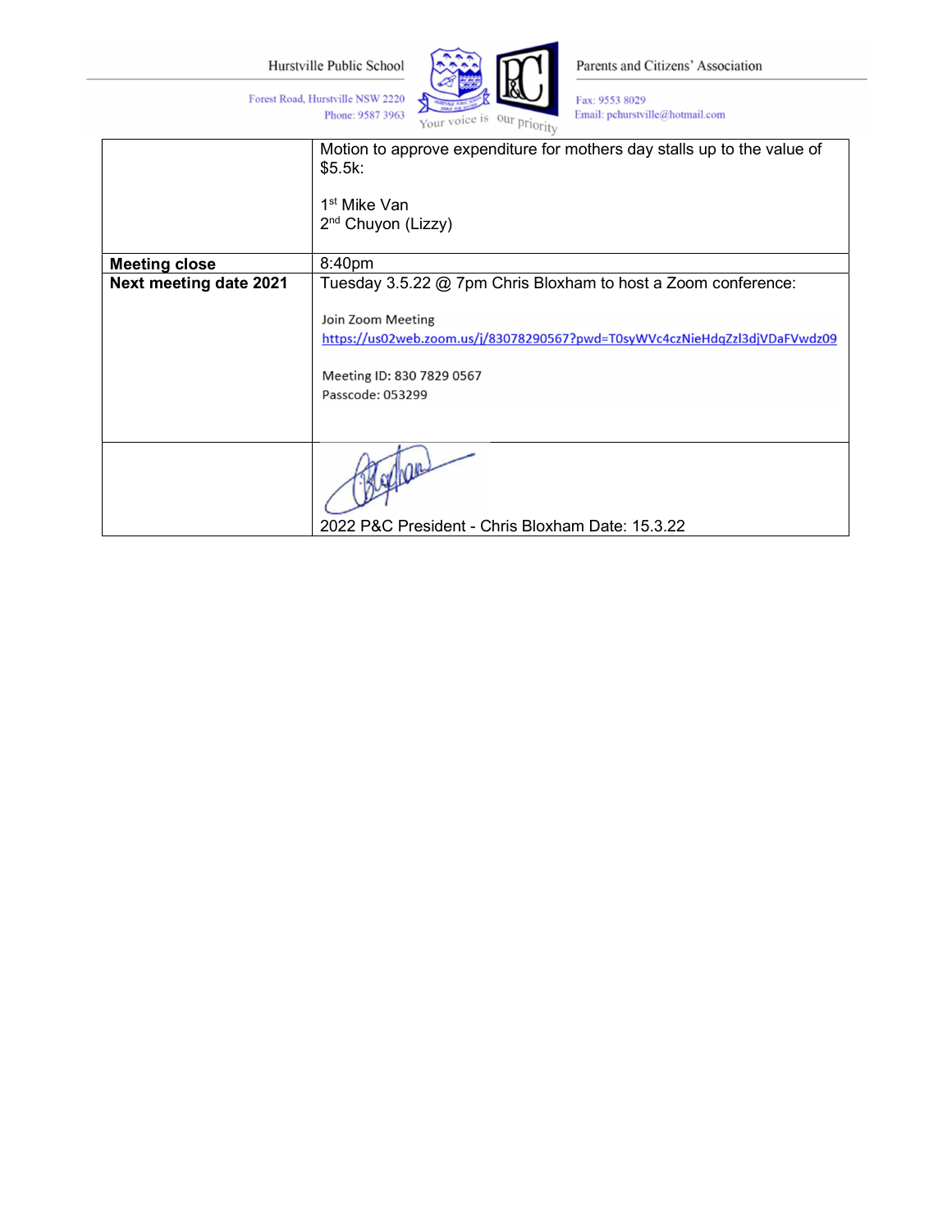| | |
|---|---|
| | Motion to approve expenditure for mothers day stalls up to the value of \$5.5k:<br><br>1st Mike Van<br>2nd Chuyon (Lizzy) |
| **Meeting close** | 8:40pm |
| **Next meeting date 2021** | Tuesday 3.5.22 @ 7pm Chris Bloxham to host a Zoom conference:<br><br>Join Zoom Meeting<br>https://us02web.zoom.us/j/83078290567?pwd=T0syWVc4czNieHdqZzl3djVDaFVwdz09<br><br>Meeting ID: 830 7829 0567<br>Passcode: 053299 |
| | 2022 P&C President - Chris Bloxham Date: 15.3.22 |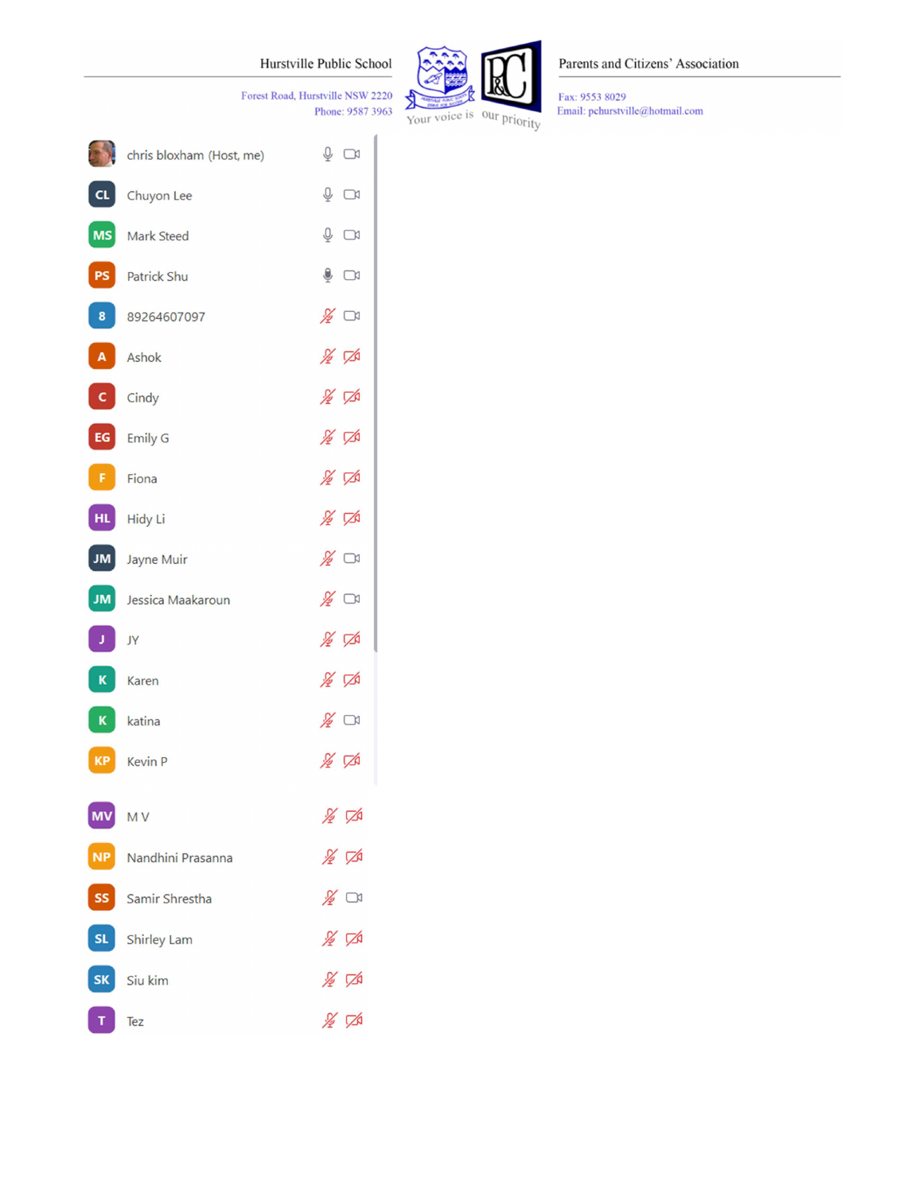Hurstville Public School

Forest Road, Hurstville NSW 2220
Phone: 9587 3963

Your voice is our priority

Parents and Citizens' Association

Fax: 9553 8029
Email: pchurstville@hotmail.com

- chris bloxham (Host, me)
- Chuyon Lee
- Mark Steed
- Patrick Shu
- 89264607097
- Ashok
- Cindy
- Emily G
- Fiona
- Hidy Li
- Jayne Muir
- Jessica Maakaroun
- JY
- Karen
- katina
- Kevin P
- M V
- Nandhini Prasanna
- Samir Shrestha
- Shirley Lam
- Siu kim
- Tez